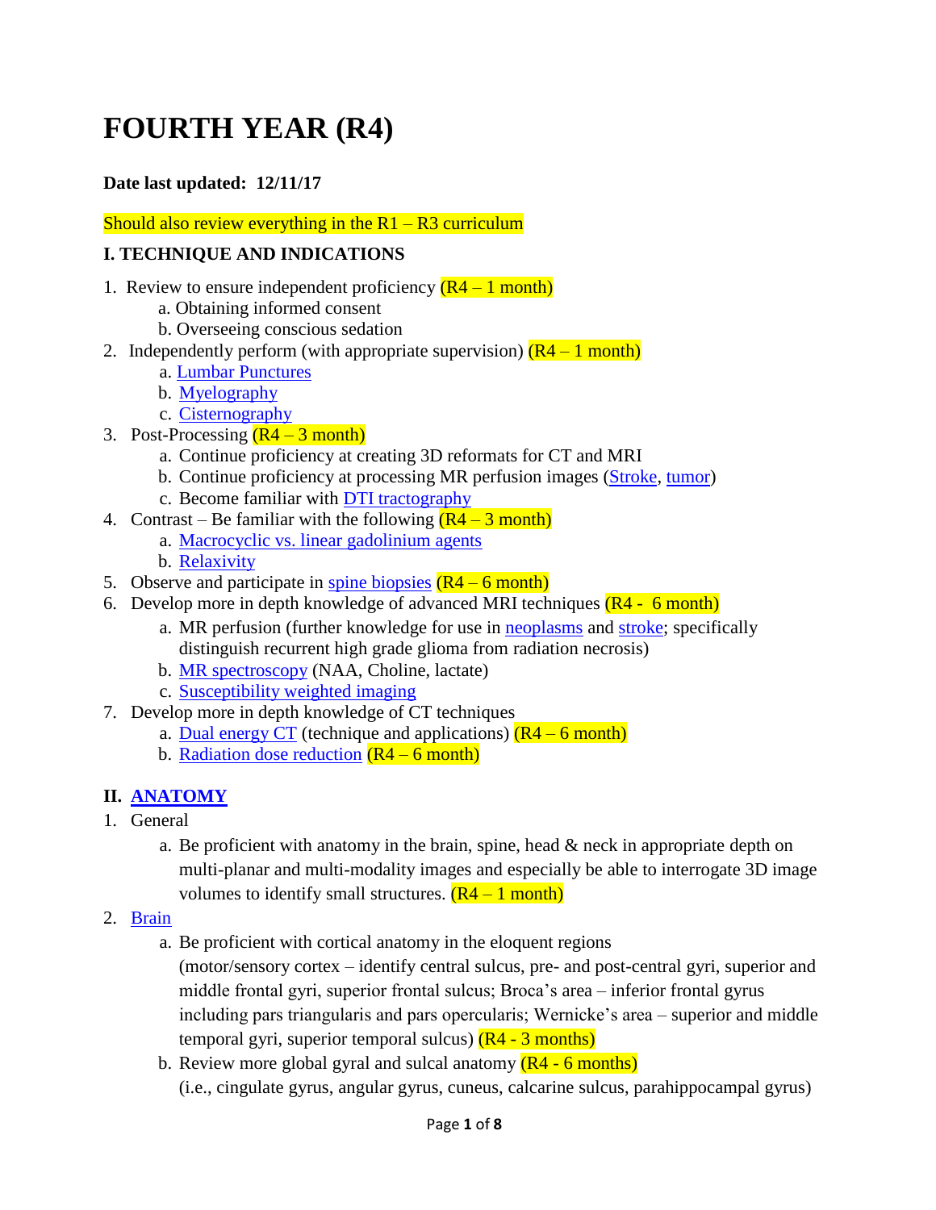# FOURTH YEAR (R4)

**Date last updated: 12/11/17**

Should also review everything in the R1 – R3 curriculum

## I. TECHNIQUE AND INDICATIONS

1. Review to ensure independent proficiency (R4 – 1 month)
   a. Obtaining informed consent
   b. Overseeing conscious sedation
2. Independently perform (with appropriate supervision) (R4 – 1 month)
   a. Lumbar Punctures
   b. Myelography
   c. Cisternography
3. Post-Processing (R4 – 3 month)
   a. Continue proficiency at creating 3D reformats for CT and MRI
   b. Continue proficiency at processing MR perfusion images (Stroke, tumor)
   c. Become familiar with DTI tractography
4. Contrast – Be familiar with the following (R4 – 3 month)
   a. Macrocyclic vs. linear gadolinium agents
   b. Relaxivity
5. Observe and participate in spine biopsies (R4 – 6 month)
6. Develop more in depth knowledge of advanced MRI techniques (R4 - 6 month)
   a. MR perfusion (further knowledge for use in neoplasms and stroke; specifically distinguish recurrent high grade glioma from radiation necrosis)
   b. MR spectroscopy (NAA, Choline, lactate)
   c. Susceptibility weighted imaging
7. Develop more in depth knowledge of CT techniques
   a. Dual energy CT (technique and applications) (R4 – 6 month)
   b. Radiation dose reduction (R4 – 6 month)

## II. ANATOMY

1. General
   a. Be proficient with anatomy in the brain, spine, head & neck in appropriate depth on multi-planar and multi-modality images and especially be able to interrogate 3D image volumes to identify small structures. (R4 – 1 month)
2. Brain
   a. Be proficient with cortical anatomy in the eloquent regions (motor/sensory cortex – identify central sulcus, pre- and post-central gyri, superior and middle frontal gyri, superior frontal sulcus; Broca's area – inferior frontal gyrus including pars triangularis and pars opercularis; Wernicke's area – superior and middle temporal gyri, superior temporal sulcus) (R4 - 3 months)
   b. Review more global gyral and sulcal anatomy (R4 - 6 months) (i.e., cingulate gyrus, angular gyrus, cuneus, calcarine sulcus, parahippocampal gyrus)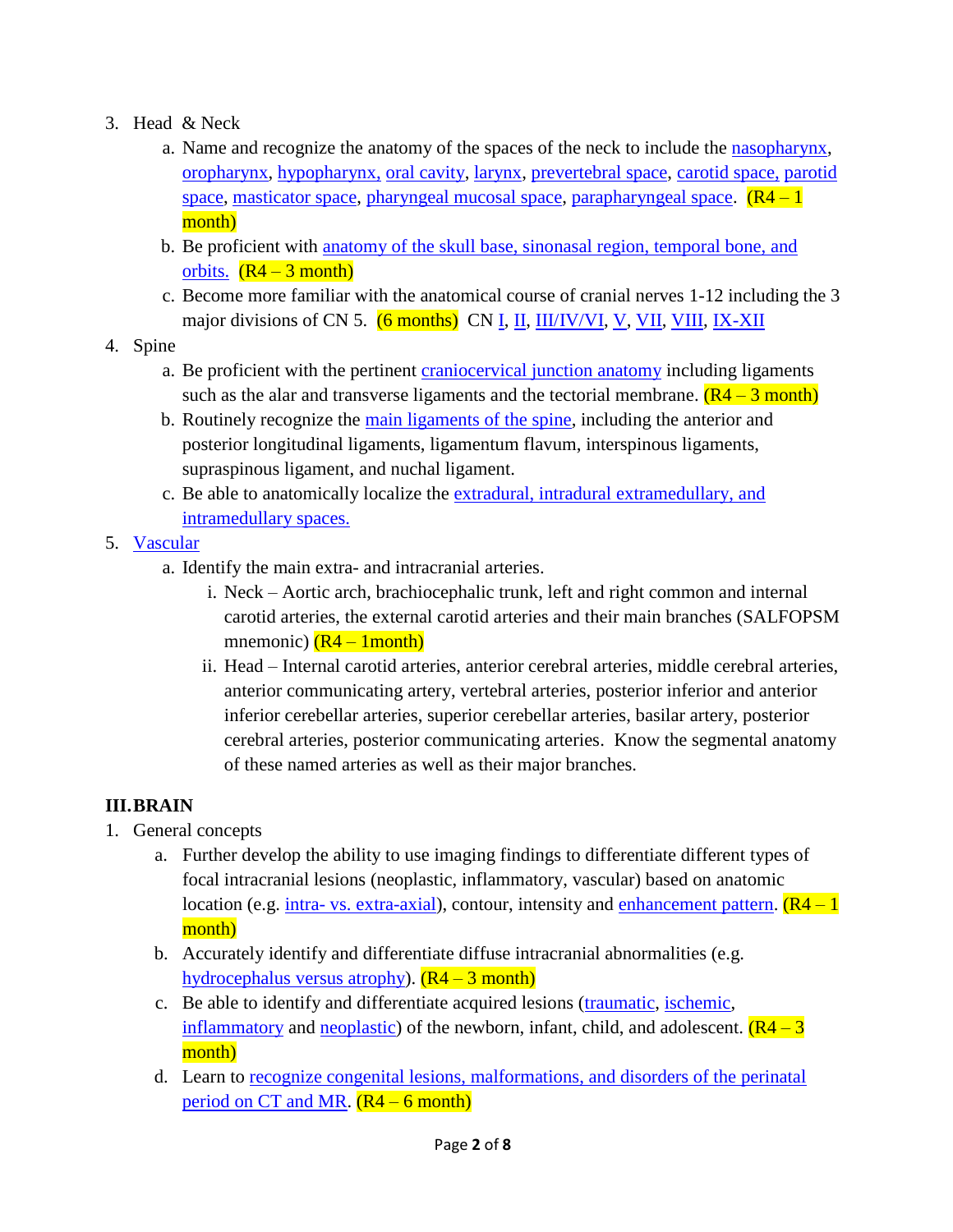3. Head & Neck
    a. Name and recognize the anatomy of the spaces of the neck to include the nasopharynx, oropharynx, hypopharynx, oral cavity, larynx, prevertebral space, carotid space, parotid space, masticator space, pharyngeal mucosal space, parapharyngeal space. (R4 – 1 month)
    b. Be proficient with anatomy of the skull base, sinonasal region, temporal bone, and orbits. (R4 – 3 month)
    c. Become more familiar with the anatomical course of cranial nerves 1-12 including the 3 major divisions of CN 5. (6 months) CN I, II, III/IV/VI, V, VII, VIII, IX-XII
4. Spine
    a. Be proficient with the pertinent craniocervical junction anatomy including ligaments such as the alar and transverse ligaments and the tectorial membrane. (R4 – 3 month)
    b. Routinely recognize the main ligaments of the spine, including the anterior and posterior longitudinal ligaments, ligamentum flavum, interspinous ligaments, supraspinous ligament, and nuchal ligament.
    c. Be able to anatomically localize the extradural, intradural extramedullary, and intramedullary spaces.
5. Vascular
    a. Identify the main extra- and intracranial arteries.
        i. Neck – Aortic arch, brachiocephalic trunk, left and right common and internal carotid arteries, the external carotid arteries and their main branches (SALFOPSM mnemonic) (R4 – 1month)
        ii. Head – Internal carotid arteries, anterior cerebral arteries, middle cerebral arteries, anterior communicating artery, vertebral arteries, posterior inferior and anterior inferior cerebellar arteries, superior cerebellar arteries, basilar artery, posterior cerebral arteries, posterior communicating arteries. Know the segmental anatomy of these named arteries as well as their major branches.

## III. BRAIN

1. General concepts
    a. Further develop the ability to use imaging findings to differentiate different types of focal intracranial lesions (neoplastic, inflammatory, vascular) based on anatomic location (e.g. intra- vs. extra-axial), contour, intensity and enhancement pattern. (R4 – 1 month)
    b. Accurately identify and differentiate diffuse intracranial abnormalities (e.g. hydrocephalus versus atrophy). (R4 – 3 month)
    c. Be able to identify and differentiate acquired lesions (traumatic, ischemic, inflammatory and neoplastic) of the newborn, infant, child, and adolescent. (R4 – 3 month)
    d. Learn to recognize congenital lesions, malformations, and disorders of the perinatal period on CT and MR. (R4 – 6 month)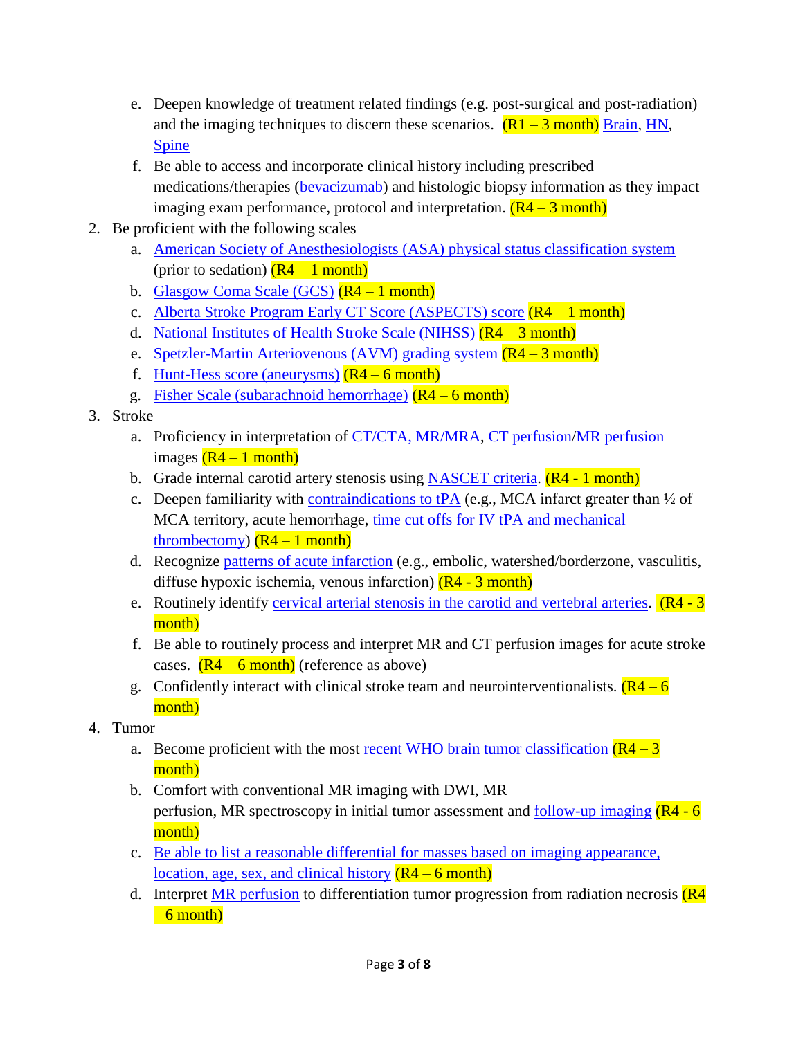e. Deepen knowledge of treatment related findings (e.g. post-surgical and post-radiation) and the imaging techniques to discern these scenarios. (R1 – 3 month) Brain, HN, Spine
   f. Be able to access and incorporate clinical history including prescribed medications/therapies (bevacizumab) and histologic biopsy information as they impact imaging exam performance, protocol and interpretation. (R4 – 3 month)

2. Be proficient with the following scales
   a. American Society of Anesthesiologists (ASA) physical status classification system (prior to sedation) (R4 – 1 month)
   b. Glasgow Coma Scale (GCS) (R4 – 1 month)
   c. Alberta Stroke Program Early CT Score (ASPECTS) score (R4 – 1 month)
   d. National Institutes of Health Stroke Scale (NIHSS) (R4 – 3 month)
   e. Spetzler-Martin Arteriovenous (AVM) grading system (R4 – 3 month)
   f. Hunt-Hess score (aneurysms) (R4 – 6 month)
   g. Fisher Scale (subarachnoid hemorrhage) (R4 – 6 month)

3. Stroke
   a. Proficiency in interpretation of CT/CTA, MR/MRA, CT perfusion/MR perfusion images (R4 – 1 month)
   b. Grade internal carotid artery stenosis using NASCET criteria. (R4 - 1 month)
   c. Deepen familiarity with contraindications to tPA (e.g., MCA infarct greater than ½ of MCA territory, acute hemorrhage, time cut offs for IV tPA and mechanical thrombectomy) (R4 – 1 month)
   d. Recognize patterns of acute infarction (e.g., embolic, watershed/borderzone, vasculitis, diffuse hypoxic ischemia, venous infarction) (R4 - 3 month)
   e. Routinely identify cervical arterial stenosis in the carotid and vertebral arteries. (R4 - 3 month)
   f. Be able to routinely process and interpret MR and CT perfusion images for acute stroke cases. (R4 – 6 month) (reference as above)
   g. Confidently interact with clinical stroke team and neurointerventionalists. (R4 – 6 month)

4. Tumor
   a. Become proficient with the most recent WHO brain tumor classification (R4 – 3 month)
   b. Comfort with conventional MR imaging with DWI, MR perfusion, MR spectroscopy in initial tumor assessment and follow-up imaging (R4 - 6 month)
   c. Be able to list a reasonable differential for masses based on imaging appearance, location, age, sex, and clinical history (R4 – 6 month)
   d. Interpret MR perfusion to differentiation tumor progression from radiation necrosis (R4 – 6 month)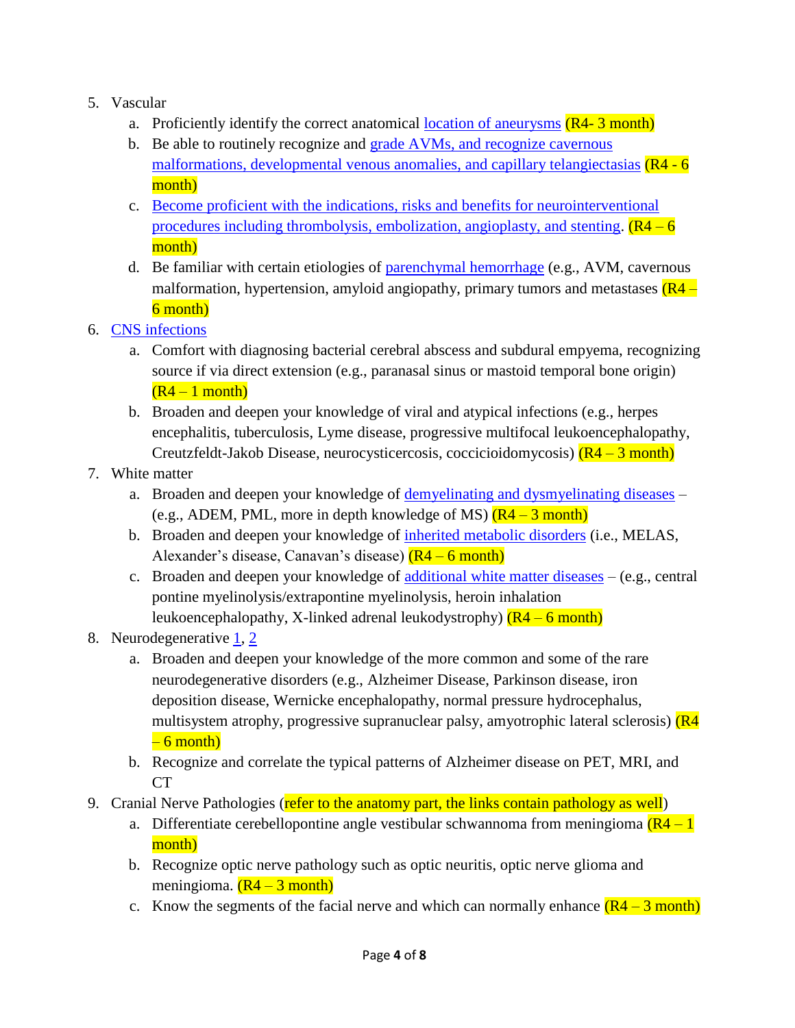5. Vascular
   a. Proficiently identify the correct anatomical location of aneurysms (R4- 3 month)
   b. Be able to routinely recognize and grade AVMs, and recognize cavernous malformations, developmental venous anomalies, and capillary telangiectasias (R4 - 6 month)
   c. Become proficient with the indications, risks and benefits for neurointerventional procedures including thrombolysis, embolization, angioplasty, and stenting. (R4 – 6 month)
   d. Be familiar with certain etiologies of parenchymal hemorrhage (e.g., AVM, cavernous malformation, hypertension, amyloid angiopathy, primary tumors and metastases (R4 – 6 month)
6. CNS infections
   a. Comfort with diagnosing bacterial cerebral abscess and subdural empyema, recognizing source if via direct extension (e.g., paranasal sinus or mastoid temporal bone origin) (R4 – 1 month)
   b. Broaden and deepen your knowledge of viral and atypical infections (e.g., herpes encephalitis, tuberculosis, Lyme disease, progressive multifocal leukoencephalopathy, Creutzfeldt-Jakob Disease, neurocysticercosis, coccicioidomycosis) (R4 – 3 month)
7. White matter
   a. Broaden and deepen your knowledge of demyelinating and dysmyelinating diseases – (e.g., ADEM, PML, more in depth knowledge of MS) (R4 – 3 month)
   b. Broaden and deepen your knowledge of inherited metabolic disorders (i.e., MELAS, Alexander's disease, Canavan's disease) (R4 – 6 month)
   c. Broaden and deepen your knowledge of additional white matter diseases – (e.g., central pontine myelinolysis/extrapontine myelinolysis, heroin inhalation leukoencephalopathy, X-linked adrenal leukodystrophy) (R4 – 6 month)
8. Neurodegenerative 1, 2
   a. Broaden and deepen your knowledge of the more common and some of the rare neurodegenerative disorders (e.g., Alzheimer Disease, Parkinson disease, iron deposition disease, Wernicke encephalopathy, normal pressure hydrocephalus, multisystem atrophy, progressive supranuclear palsy, amyotrophic lateral sclerosis) (R4 – 6 month)
   b. Recognize and correlate the typical patterns of Alzheimer disease on PET, MRI, and CT
9. Cranial Nerve Pathologies (refer to the anatomy part, the links contain pathology as well)
   a. Differentiate cerebellopontine angle vestibular schwannoma from meningioma (R4 – 1 month)
   b. Recognize optic nerve pathology such as optic neuritis, optic nerve glioma and meningioma. (R4 – 3 month)
   c. Know the segments of the facial nerve and which can normally enhance (R4 – 3 month)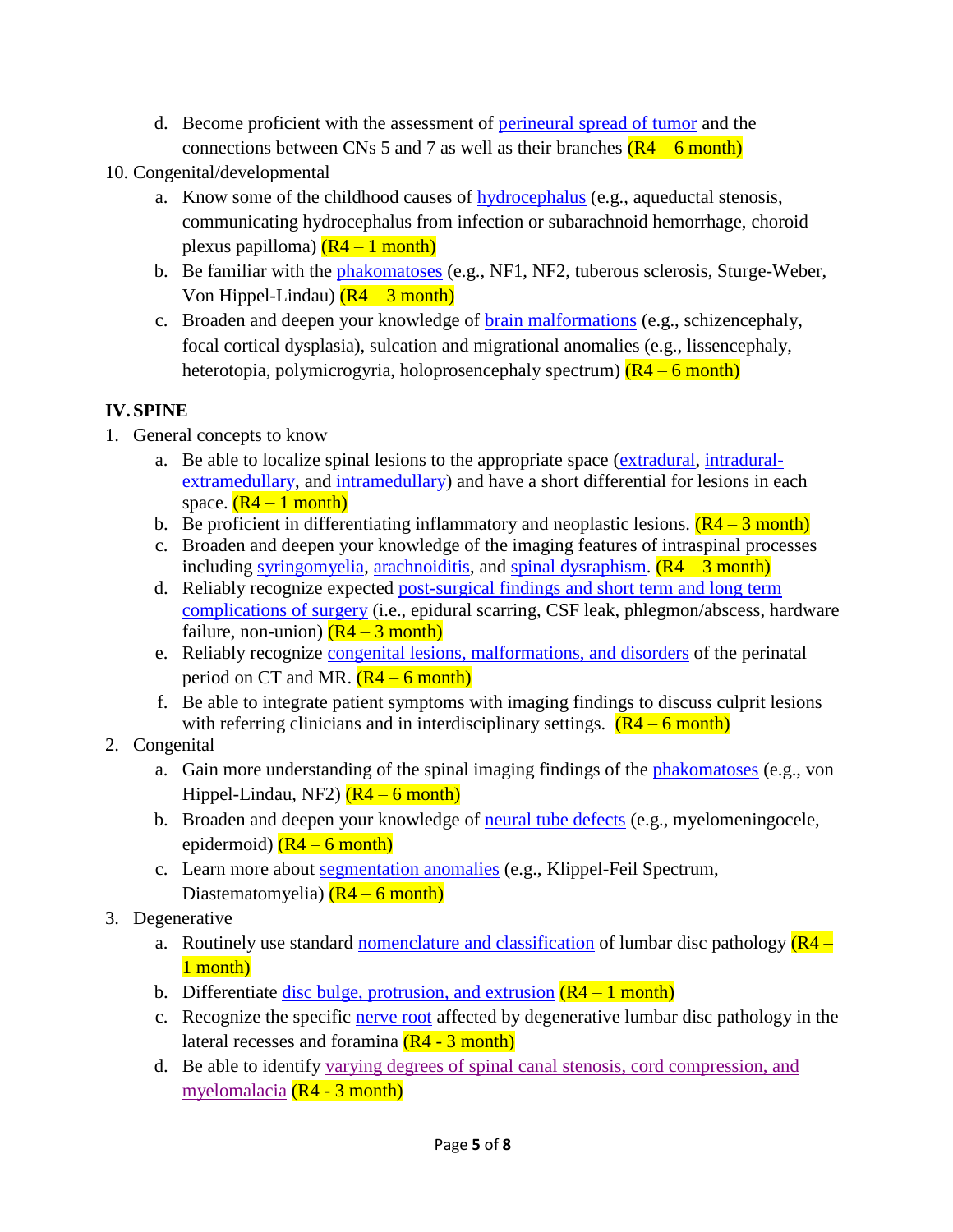d. Become proficient with the assessment of perineural spread of tumor and the connections between CNs 5 and 7 as well as their branches (R4 – 6 month)

10. Congenital/developmental
   a. Know some of the childhood causes of hydrocephalus (e.g., aqueductal stenosis, communicating hydrocephalus from infection or subarachnoid hemorrhage, choroid plexus papilloma) (R4 – 1 month)
   b. Be familiar with the phakomatoses (e.g., NF1, NF2, tuberous sclerosis, Sturge-Weber, Von Hippel-Lindau) (R4 – 3 month)
   c. Broaden and deepen your knowledge of brain malformations (e.g., schizencephaly, focal cortical dysplasia), sulcation and migrational anomalies (e.g., lissencephaly, heterotopia, polymicrogyria, holoprosencephaly spectrum) (R4 – 6 month)

## IV. SPINE

1. General concepts to know
   a. Be able to localize spinal lesions to the appropriate space (extradural, intradural-extramedullary, and intramedullary) and have a short differential for lesions in each space. (R4 – 1 month)
   b. Be proficient in differentiating inflammatory and neoplastic lesions. (R4 – 3 month)
   c. Broaden and deepen your knowledge of the imaging features of intraspinal processes including syringomyelia, arachnoiditis, and spinal dysraphism. (R4 – 3 month)
   d. Reliably recognize expected post-surgical findings and short term and long term complications of surgery (i.e., epidural scarring, CSF leak, phlegmon/abscess, hardware failure, non-union) (R4 – 3 month)
   e. Reliably recognize congenital lesions, malformations, and disorders of the perinatal period on CT and MR. (R4 – 6 month)
   f. Be able to integrate patient symptoms with imaging findings to discuss culprit lesions with referring clinicians and in interdisciplinary settings. (R4 – 6 month)
2. Congenital
   a. Gain more understanding of the spinal imaging findings of the phakomatoses (e.g., von Hippel-Lindau, NF2) (R4 – 6 month)
   b. Broaden and deepen your knowledge of neural tube defects (e.g., myelomeningocele, epidermoid) (R4 – 6 month)
   c. Learn more about segmentation anomalies (e.g., Klippel-Feil Spectrum, Diastematomyelia) (R4 – 6 month)
3. Degenerative
   a. Routinely use standard nomenclature and classification of lumbar disc pathology (R4 – 1 month)
   b. Differentiate disc bulge, protrusion, and extrusion (R4 – 1 month)
   c. Recognize the specific nerve root affected by degenerative lumbar disc pathology in the lateral recesses and foramina (R4 - 3 month)
   d. Be able to identify varying degrees of spinal canal stenosis, cord compression, and myelomalacia (R4 - 3 month)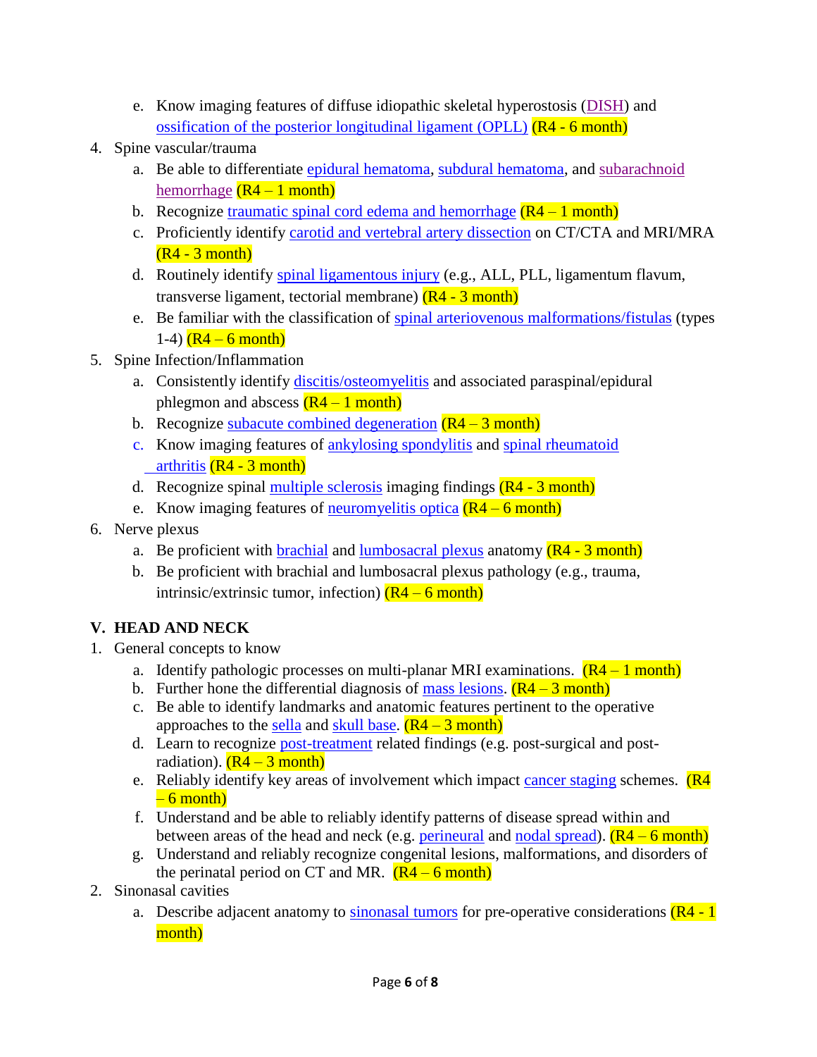e. Know imaging features of diffuse idiopathic skeletal hyperostosis (DISH) and ossification of the posterior longitudinal ligament (OPLL) (R4 - 6 month)

4. Spine vascular/trauma
   a. Be able to differentiate epidural hematoma, subdural hematoma, and subarachnoid hemorrhage (R4 – 1 month)
   b. Recognize traumatic spinal cord edema and hemorrhage (R4 – 1 month)
   c. Proficiently identify carotid and vertebral artery dissection on CT/CTA and MRI/MRA (R4 - 3 month)
   d. Routinely identify spinal ligamentous injury (e.g., ALL, PLL, ligamentum flavum, transverse ligament, tectorial membrane) (R4 - 3 month)
   e. Be familiar with the classification of spinal arteriovenous malformations/fistulas (types 1-4) (R4 – 6 month)

5. Spine Infection/Inflammation
   a. Consistently identify discitis/osteomyelitis and associated paraspinal/epidural phlegmon and abscess (R4 – 1 month)
   b. Recognize subacute combined degeneration (R4 – 3 month)
   c. Know imaging features of ankylosing spondylitis and spinal rheumatoid arthritis (R4 - 3 month)
   d. Recognize spinal multiple sclerosis imaging findings (R4 - 3 month)
   e. Know imaging features of neuromyelitis optica (R4 – 6 month)

6. Nerve plexus
   a. Be proficient with brachial and lumbosacral plexus anatomy (R4 - 3 month)
   b. Be proficient with brachial and lumbosacral plexus pathology (e.g., trauma, intrinsic/extrinsic tumor, infection) (R4 – 6 month)

## V. HEAD AND NECK

1. General concepts to know
   a. Identify pathologic processes on multi-planar MRI examinations. (R4 – 1 month)
   b. Further hone the differential diagnosis of mass lesions. (R4 – 3 month)
   c. Be able to identify landmarks and anatomic features pertinent to the operative approaches to the sella and skull base. (R4 – 3 month)
   d. Learn to recognize post-treatment related findings (e.g. post-surgical and post-radiation). (R4 – 3 month)
   e. Reliably identify key areas of involvement which impact cancer staging schemes. (R4 – 6 month)
   f. Understand and be able to reliably identify patterns of disease spread within and between areas of the head and neck (e.g. perineural and nodal spread). (R4 – 6 month)
   g. Understand and reliably recognize congenital lesions, malformations, and disorders of the perinatal period on CT and MR. (R4 – 6 month)

2. Sinonasal cavities
   a. Describe adjacent anatomy to sinonasal tumors for pre-operative considerations (R4 - 1 month)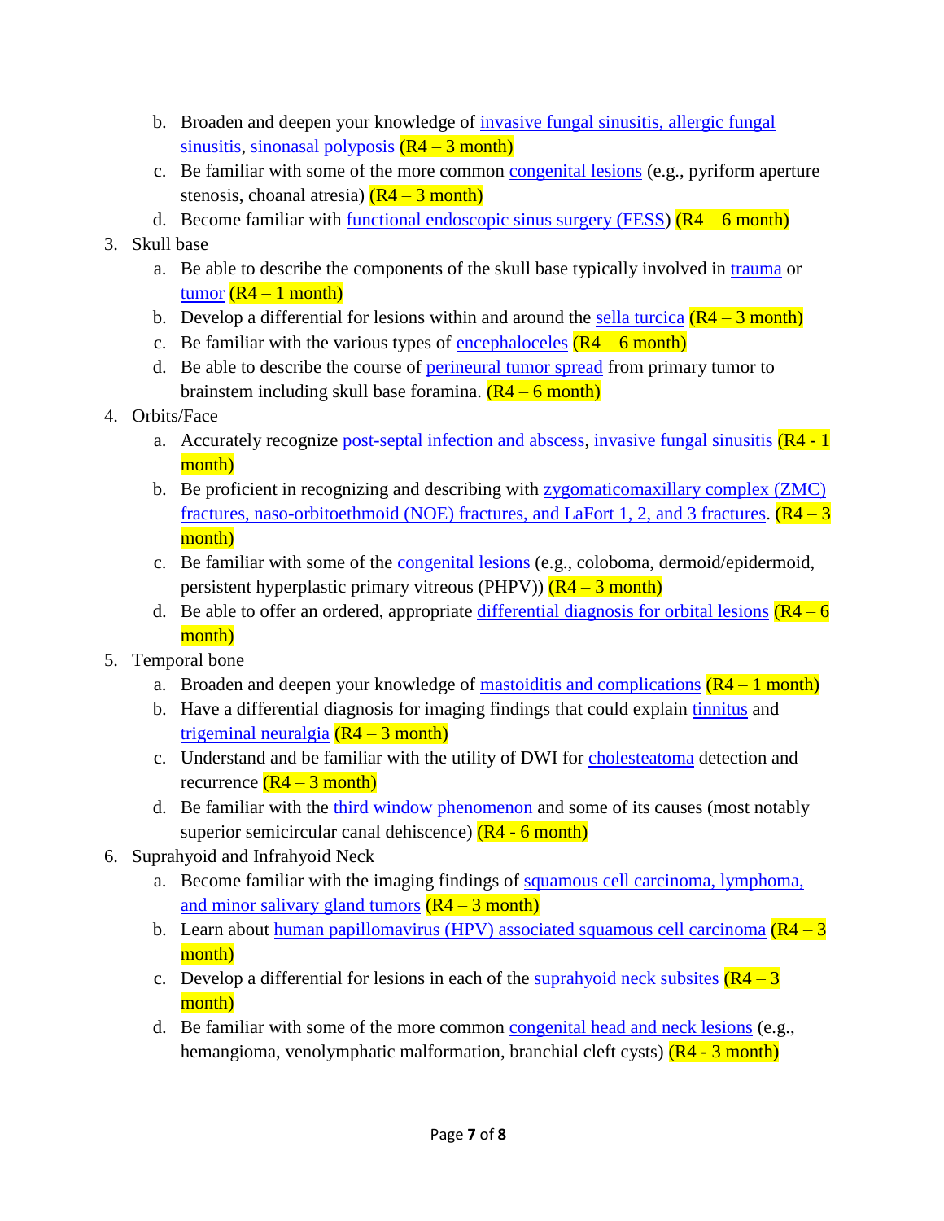b. Broaden and deepen your knowledge of invasive fungal sinusitis, allergic fungal sinusitis, sinonasal polyposis (R4 – 3 month)
   c. Be familiar with some of the more common congenital lesions (e.g., pyriform aperture stenosis, choanal atresia) (R4 – 3 month)
   d. Become familiar with functional endoscopic sinus surgery (FESS) (R4 – 6 month)
3. Skull base
   a. Be able to describe the components of the skull base typically involved in trauma or tumor (R4 – 1 month)
   b. Develop a differential for lesions within and around the sella turcica (R4 – 3 month)
   c. Be familiar with the various types of encephaloceles (R4 – 6 month)
   d. Be able to describe the course of perineural tumor spread from primary tumor to brainstem including skull base foramina. (R4 – 6 month)
4. Orbits/Face
   a. Accurately recognize post-septal infection and abscess, invasive fungal sinusitis (R4 - 1 month)
   b. Be proficient in recognizing and describing with zygomaticomaxillary complex (ZMC) fractures, naso-orbitoethmoid (NOE) fractures, and LaFort 1, 2, and 3 fractures. (R4 – 3 month)
   c. Be familiar with some of the congenital lesions (e.g., coloboma, dermoid/epidermoid, persistent hyperplastic primary vitreous (PHPV)) (R4 – 3 month)
   d. Be able to offer an ordered, appropriate differential diagnosis for orbital lesions (R4 – 6 month)
5. Temporal bone
   a. Broaden and deepen your knowledge of mastoiditis and complications (R4 – 1 month)
   b. Have a differential diagnosis for imaging findings that could explain tinnitus and trigeminal neuralgia (R4 – 3 month)
   c. Understand and be familiar with the utility of DWI for cholesteatoma detection and recurrence (R4 – 3 month)
   d. Be familiar with the third window phenomenon and some of its causes (most notably superior semicircular canal dehiscence) (R4 - 6 month)
6. Suprahyoid and Infrahyoid Neck
   a. Become familiar with the imaging findings of squamous cell carcinoma, lymphoma, and minor salivary gland tumors (R4 – 3 month)
   b. Learn about human papillomavirus (HPV) associated squamous cell carcinoma (R4 – 3 month)
   c. Develop a differential for lesions in each of the suprahyoid neck subsites (R4 – 3 month)
   d. Be familiar with some of the more common congenital head and neck lesions (e.g., hemangioma, venolymphatic malformation, branchial cleft cysts) (R4 - 3 month)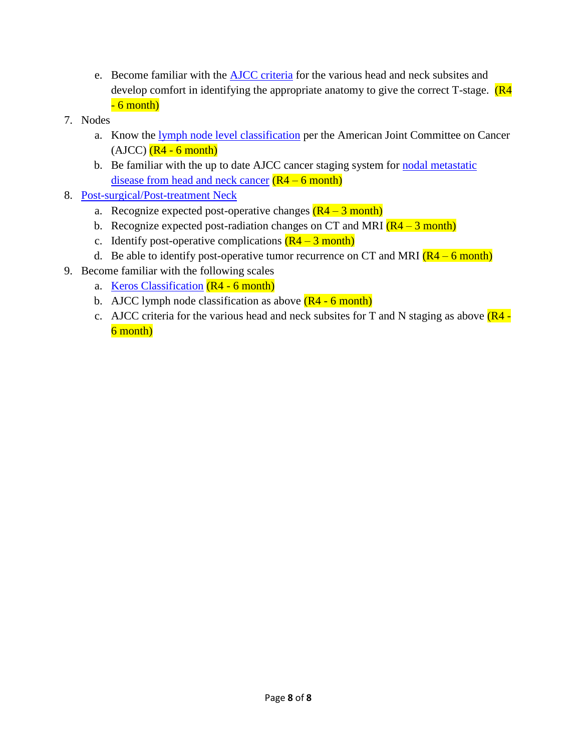e. Become familiar with the AJCC criteria for the various head and neck subsites and develop comfort in identifying the appropriate anatomy to give the correct T-stage. (R4 - 6 month)

7. Nodes
   a. Know the lymph node level classification per the American Joint Committee on Cancer (AJCC) (R4 - 6 month)
   b. Be familiar with the up to date AJCC cancer staging system for nodal metastatic disease from head and neck cancer (R4 – 6 month)
8. Post-surgical/Post-treatment Neck
   a. Recognize expected post-operative changes (R4 – 3 month)
   b. Recognize expected post-radiation changes on CT and MRI (R4 – 3 month)
   c. Identify post-operative complications (R4 – 3 month)
   d. Be able to identify post-operative tumor recurrence on CT and MRI (R4 – 6 month)
9. Become familiar with the following scales
   a. Keros Classification (R4 - 6 month)
   b. AJCC lymph node classification as above (R4 - 6 month)
   c. AJCC criteria for the various head and neck subsites for T and N staging as above (R4 - 6 month)